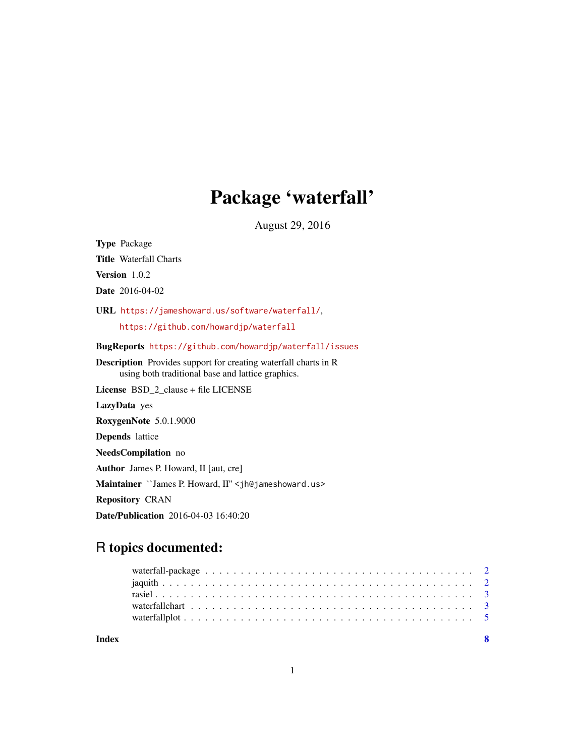# Package 'waterfall'

August 29, 2016

**Type** Package

**Title** Waterfall Charts

**Version** 1.0.2

**Date** 2016-04-02

**URL** https://jameshoward.us/software/waterfall/,
https://github.com/howardjp/waterfall

**BugReports** https://github.com/howardjp/waterfall/issues

**Description** Provides support for creating waterfall charts in R using both traditional base and lattice graphics.

**License** BSD_2_clause + file LICENSE

**LazyData** yes

**RoxygenNote** 5.0.1.9000

**Depends** lattice

**NeedsCompilation** no

**Author** James P. Howard, II [aut, cre]

**Maintainer** ``James P. Howard, II'' <jh@jameshoward.us>

**Repository** CRAN

**Date/Publication** 2016-04-03 16:40:20

## R topics documented:

- waterfall-package . . . . . . . . . . . . . . . . . . . . . . . . . . . . . . . . . . . . . 2
- jaquith . . . . . . . . . . . . . . . . . . . . . . . . . . . . . . . . . . . . . . . . . . 2
- rasiel . . . . . . . . . . . . . . . . . . . . . . . . . . . . . . . . . . . . . . . . . . . 3
- waterfallchart . . . . . . . . . . . . . . . . . . . . . . . . . . . . . . . . . . . . . . 3
- waterfallplot . . . . . . . . . . . . . . . . . . . . . . . . . . . . . . . . . . . . . . . 5

**Index** 8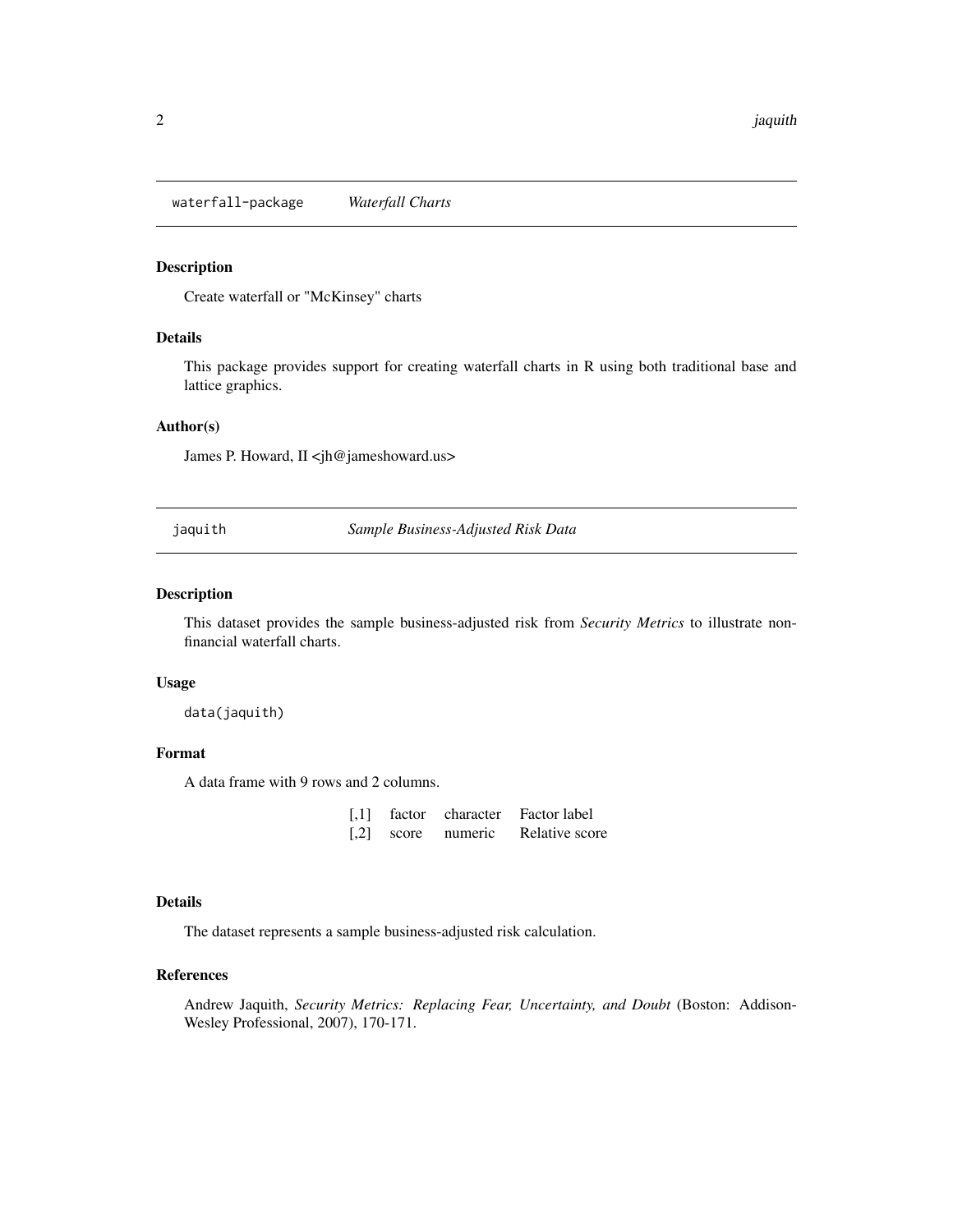## waterfall-package    *Waterfall Charts*

### Description

Create waterfall or "McKinsey" charts

### Details

This package provides support for creating waterfall charts in R using both traditional base and lattice graphics.

### Author(s)

James P. Howard, II <jh@jameshoward.us>

## jaquith    *Sample Business-Adjusted Risk Data*

### Description

This dataset provides the sample business-adjusted risk from *Security Metrics* to illustrate non-financial waterfall charts.

### Usage

```
data(jaquith)
```

### Format

A data frame with 9 rows and 2 columns.

| | | | |
|---|---|---|---|
| [,1] | factor | character | Factor label |
| [,2] | score | numeric | Relative score |

### Details

The dataset represents a sample business-adjusted risk calculation.

### References

Andrew Jaquith, *Security Metrics: Replacing Fear, Uncertainty, and Doubt* (Boston: Addison-Wesley Professional, 2007), 170-171.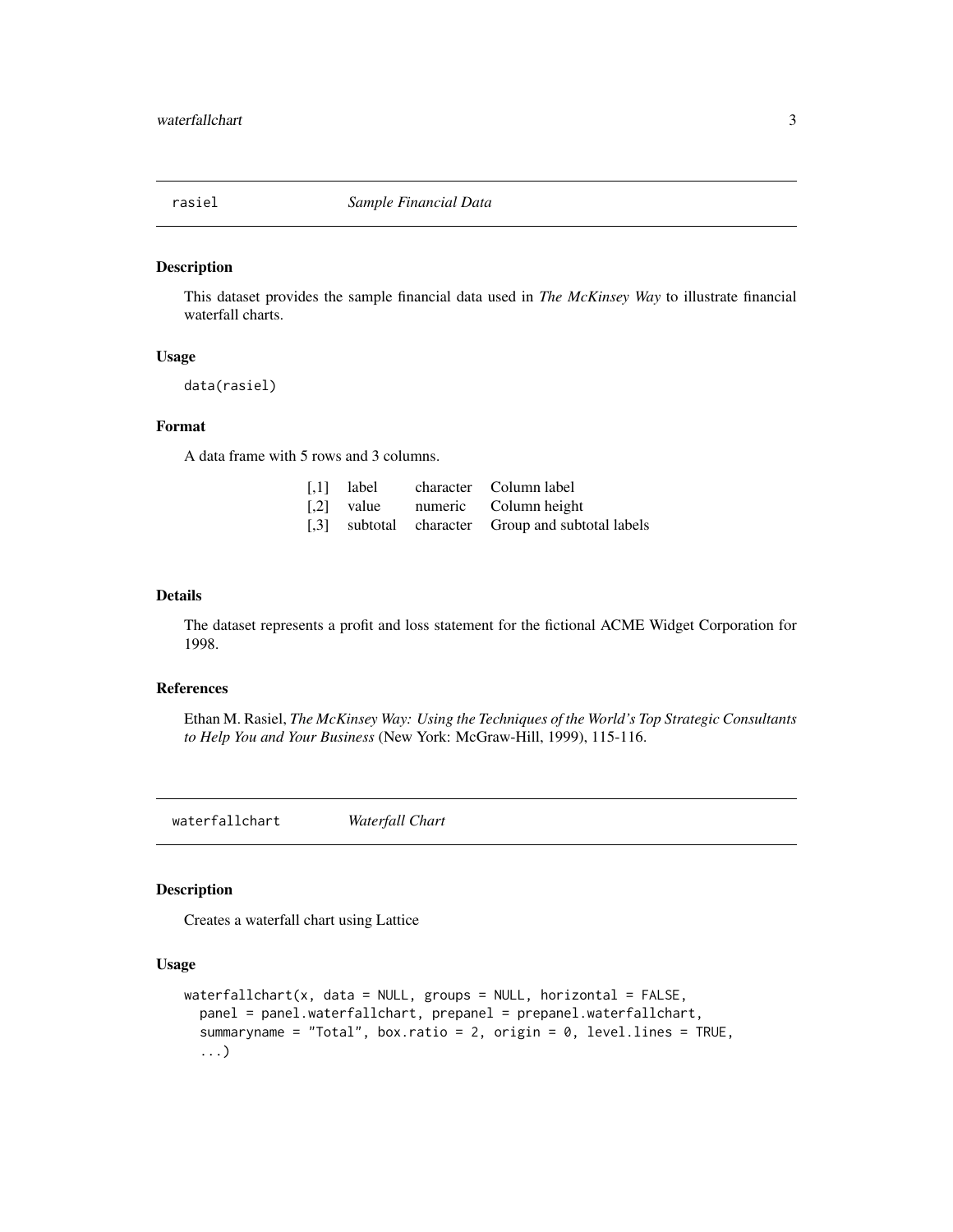## rasiel *Sample Financial Data*

### Description

This dataset provides the sample financial data used in *The McKinsey Way* to illustrate financial waterfall charts.

### Usage

```
data(rasiel)
```

### Format

A data frame with 5 rows and 3 columns.

| | | | |
|---|---|---|---|
| [,1] | label | character | Column label |
| [,2] | value | numeric | Column height |
| [,3] | subtotal | character | Group and subtotal labels |

### Details

The dataset represents a profit and loss statement for the fictional ACME Widget Corporation for 1998.

### References

Ethan M. Rasiel, *The McKinsey Way: Using the Techniques of the World's Top Strategic Consultants to Help You and Your Business* (New York: McGraw-Hill, 1999), 115-116.

## waterfallchart *Waterfall Chart*

### Description

Creates a waterfall chart using Lattice

### Usage

```
waterfallchart(x, data = NULL, groups = NULL, horizontal = FALSE,
  panel = panel.waterfallchart, prepanel = prepanel.waterfallchart,
  summaryname = "Total", box.ratio = 2, origin = 0, level.lines = TRUE,
  ...)
```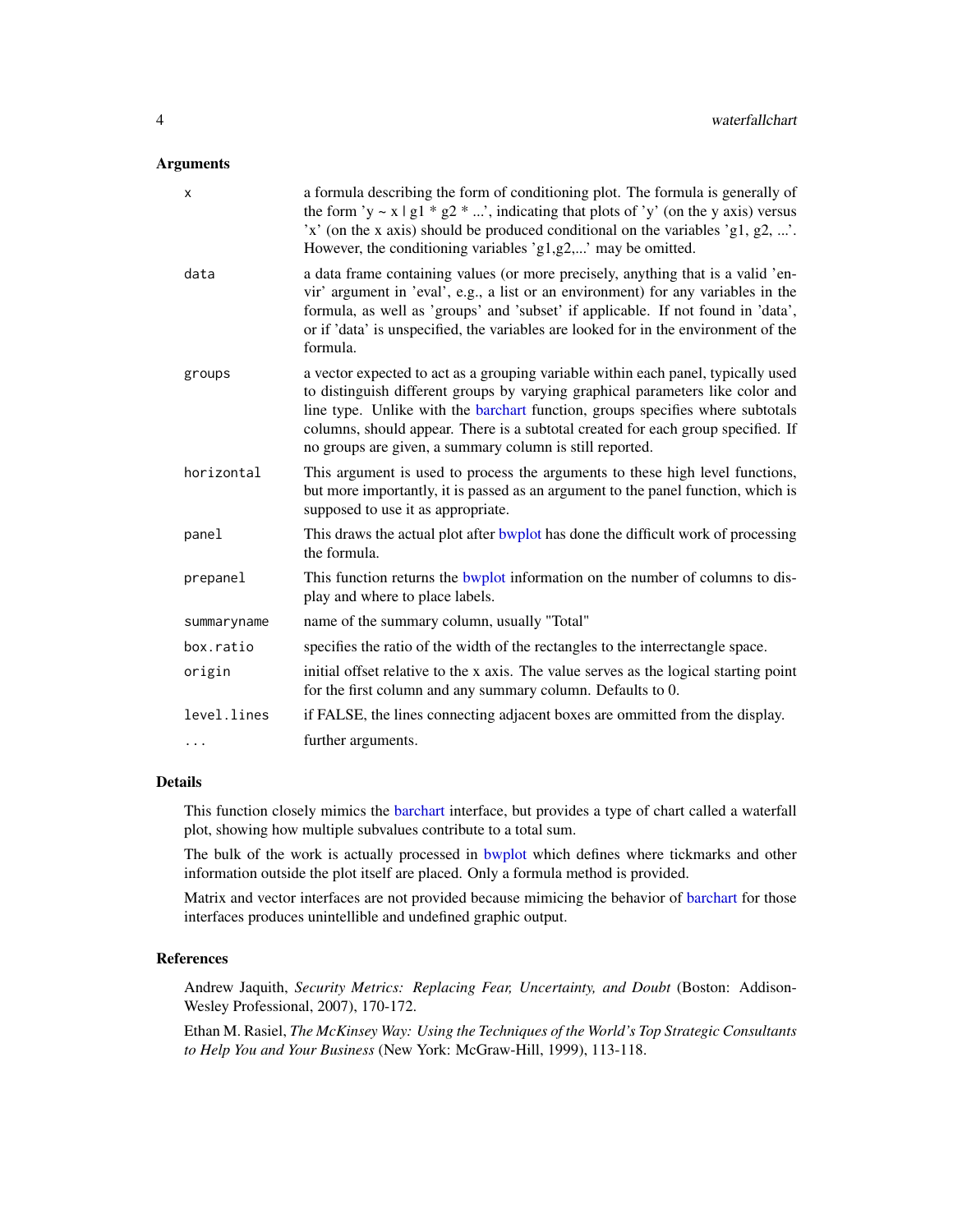## Arguments

| | |
|---|---|
| `x` | a formula describing the form of conditioning plot. The formula is generally of the form 'y ~ x \| g1 * g2 * ...', indicating that plots of 'y' (on the y axis) versus 'x' (on the x axis) should be produced conditional on the variables 'g1, g2, ...'. However, the conditioning variables 'g1,g2,...' may be omitted. |
| `data` | a data frame containing values (or more precisely, anything that is a valid 'envir' argument in 'eval', e.g., a list or an environment) for any variables in the formula, as well as 'groups' and 'subset' if applicable. If not found in 'data', or if 'data' is unspecified, the variables are looked for in the environment of the formula. |
| `groups` | a vector expected to act as a grouping variable within each panel, typically used to distinguish different groups by varying graphical parameters like color and line type. Unlike with the barchart function, groups specifies where subtotals columns, should appear. There is a subtotal created for each group specified. If no groups are given, a summary column is still reported. |
| `horizontal` | This argument is used to process the arguments to these high level functions, but more importantly, it is passed as an argument to the panel function, which is supposed to use it as appropriate. |
| `panel` | This draws the actual plot after bwplot has done the difficult work of processing the formula. |
| `prepanel` | This function returns the bwplot information on the number of columns to display and where to place labels. |
| `summaryname` | name of the summary column, usually "Total" |
| `box.ratio` | specifies the ratio of the width of the rectangles to the interrectangle space. |
| `origin` | initial offset relative to the x axis. The value serves as the logical starting point for the first column and any summary column. Defaults to 0. |
| `level.lines` | if FALSE, the lines connecting adjacent boxes are ommitted from the display. |
| `...` | further arguments. |

## Details

This function closely mimics the barchart interface, but provides a type of chart called a waterfall plot, showing how multiple subvalues contribute to a total sum.

The bulk of the work is actually processed in bwplot which defines where tickmarks and other information outside the plot itself are placed. Only a formula method is provided.

Matrix and vector interfaces are not provided because mimicing the behavior of barchart for those interfaces produces unintellible and undefined graphic output.

## References

Andrew Jaquith, *Security Metrics: Replacing Fear, Uncertainty, and Doubt* (Boston: Addison-Wesley Professional, 2007), 170-172.

Ethan M. Rasiel, *The McKinsey Way: Using the Techniques of the World's Top Strategic Consultants to Help You and Your Business* (New York: McGraw-Hill, 1999), 113-118.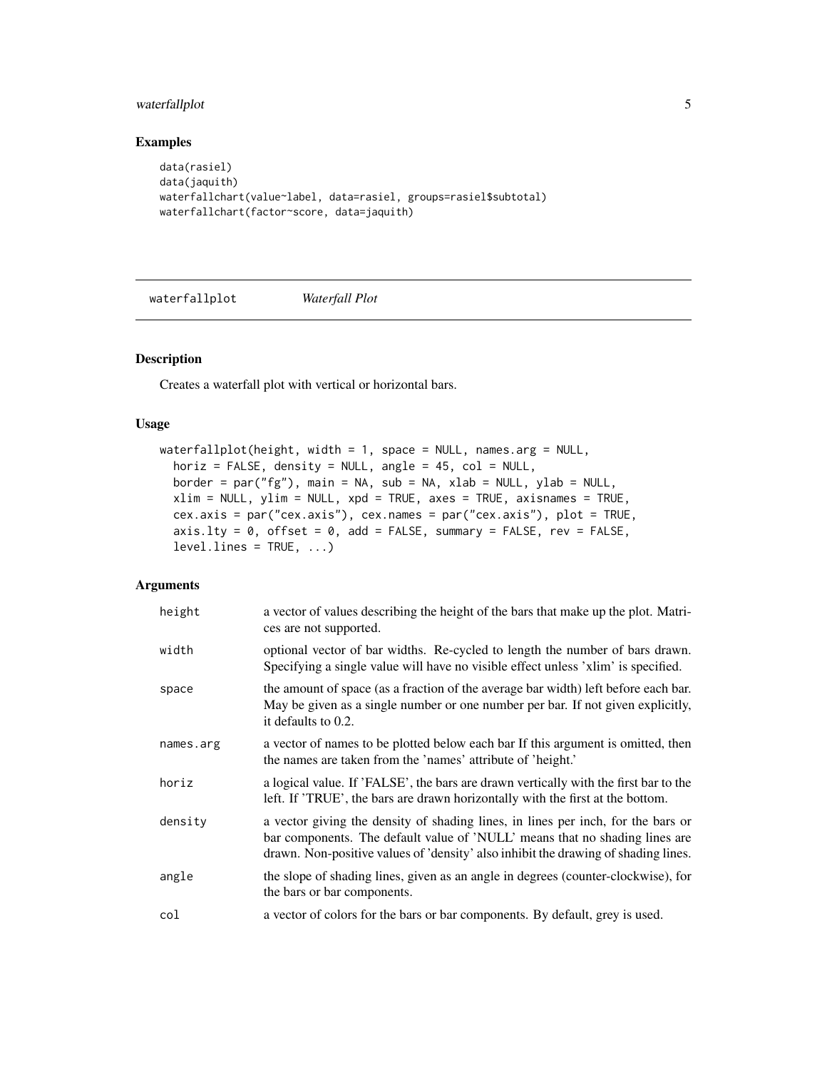## Examples

```
data(rasiel)
data(jaquith)
waterfallchart(value~label, data=rasiel, groups=rasiel$subtotal)
waterfallchart(factor~score, data=jaquith)
```

---

# waterfallplot    *Waterfall Plot*

---

## Description

Creates a waterfall plot with vertical or horizontal bars.

## Usage

```
waterfallplot(height, width = 1, space = NULL, names.arg = NULL,
  horiz = FALSE, density = NULL, angle = 45, col = NULL,
  border = par("fg"), main = NA, sub = NA, xlab = NULL, ylab = NULL,
  xlim = NULL, ylim = NULL, xpd = TRUE, axes = TRUE, axisnames = TRUE,
  cex.axis = par("cex.axis"), cex.names = par("cex.axis"), plot = TRUE,
  axis.lty = 0, offset = 0, add = FALSE, summary = FALSE, rev = FALSE,
  level.lines = TRUE, ...)
```

## Arguments

| | |
|---|---|
| height | a vector of values describing the height of the bars that make up the plot. Matrices are not supported. |
| width | optional vector of bar widths. Re-cycled to length the number of bars drawn. Specifying a single value will have no visible effect unless 'xlim' is specified. |
| space | the amount of space (as a fraction of the average bar width) left before each bar. May be given as a single number or one number per bar. If not given explicitly, it defaults to 0.2. |
| names.arg | a vector of names to be plotted below each bar If this argument is omitted, then the names are taken from the 'names' attribute of 'height.' |
| horiz | a logical value. If 'FALSE', the bars are drawn vertically with the first bar to the left. If 'TRUE', the bars are drawn horizontally with the first at the bottom. |
| density | a vector giving the density of shading lines, in lines per inch, for the bars or bar components. The default value of 'NULL' means that no shading lines are drawn. Non-positive values of 'density' also inhibit the drawing of shading lines. |
| angle | the slope of shading lines, given as an angle in degrees (counter-clockwise), for the bars or bar components. |
| col | a vector of colors for the bars or bar components. By default, grey is used. |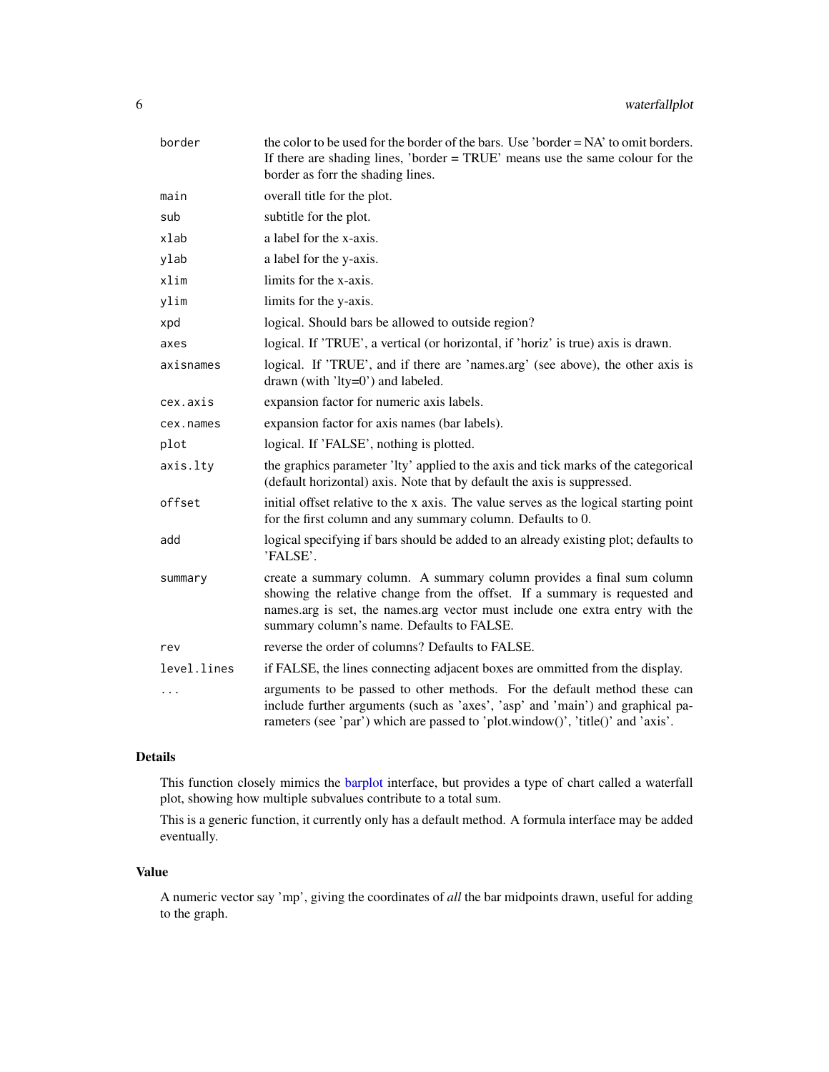| | |
|---|---|
| `border` | the color to be used for the border of the bars. Use 'border = NA' to omit borders. If there are shading lines, 'border = TRUE' means use the same colour for the border as forr the shading lines. |
| `main` | overall title for the plot. |
| `sub` | subtitle for the plot. |
| `xlab` | a label for the x-axis. |
| `ylab` | a label for the y-axis. |
| `xlim` | limits for the x-axis. |
| `ylim` | limits for the y-axis. |
| `xpd` | logical. Should bars be allowed to outside region? |
| `axes` | logical. If 'TRUE', a vertical (or horizontal, if 'horiz' is true) axis is drawn. |
| `axisnames` | logical. If 'TRUE', and if there are 'names.arg' (see above), the other axis is drawn (with 'lty=0') and labeled. |
| `cex.axis` | expansion factor for numeric axis labels. |
| `cex.names` | expansion factor for axis names (bar labels). |
| `plot` | logical. If 'FALSE', nothing is plotted. |
| `axis.lty` | the graphics parameter 'lty' applied to the axis and tick marks of the categorical (default horizontal) axis. Note that by default the axis is suppressed. |
| `offset` | initial offset relative to the x axis. The value serves as the logical starting point for the first column and any summary column. Defaults to 0. |
| `add` | logical specifying if bars should be added to an already existing plot; defaults to 'FALSE'. |
| `summary` | create a summary column. A summary column provides a final sum column showing the relative change from the offset. If a summary is requested and names.arg is set, the names.arg vector must include one extra entry with the summary column's name. Defaults to FALSE. |
| `rev` | reverse the order of columns? Defaults to FALSE. |
| `level.lines` | if FALSE, the lines connecting adjacent boxes are ommitted from the display. |
| `...` | arguments to be passed to other methods. For the default method these can include further arguments (such as 'axes', 'asp' and 'main') and graphical parameters (see 'par') which are passed to 'plot.window()', 'title()' and 'axis'. |

## Details

This function closely mimics the barplot interface, but provides a type of chart called a waterfall plot, showing how multiple subvalues contribute to a total sum.

This is a generic function, it currently only has a default method. A formula interface may be added eventually.

## Value

A numeric vector say 'mp', giving the coordinates of *all* the bar midpoints drawn, useful for adding to the graph.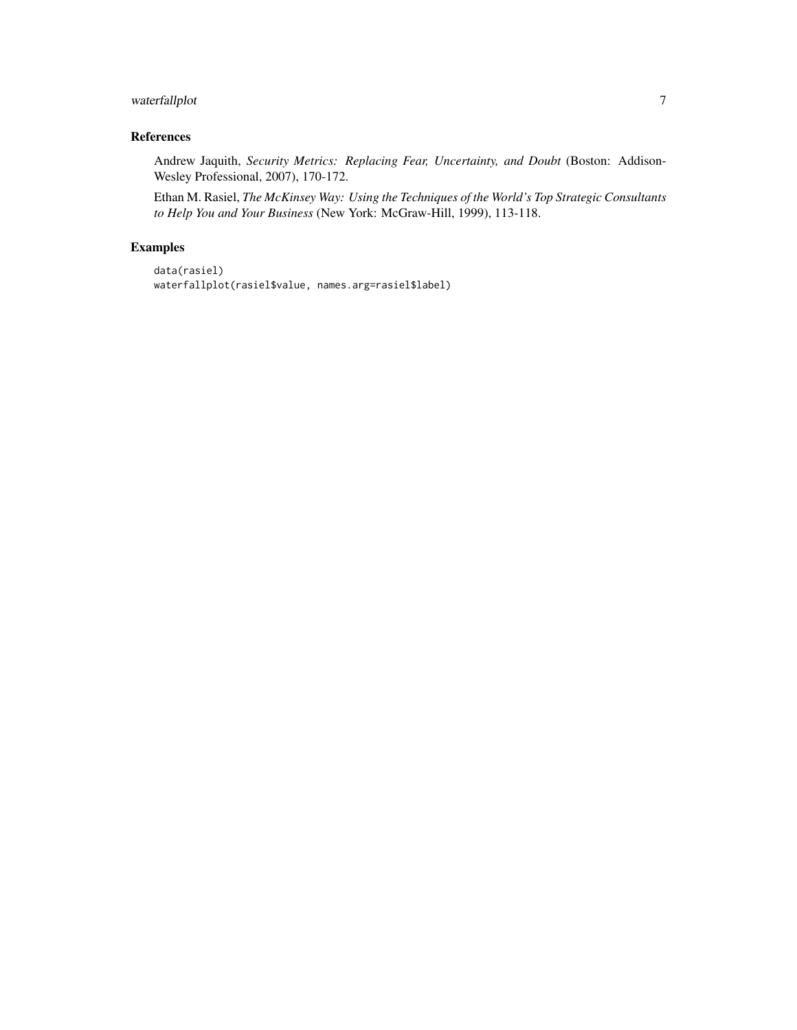## References

Andrew Jaquith, *Security Metrics: Replacing Fear, Uncertainty, and Doubt* (Boston: Addison-Wesley Professional, 2007), 170-172.

Ethan M. Rasiel, *The McKinsey Way: Using the Techniques of the World's Top Strategic Consultants to Help You and Your Business* (New York: McGraw-Hill, 1999), 113-118.

## Examples

```
data(rasiel)
waterfallplot(rasiel$value, names.arg=rasiel$label)
```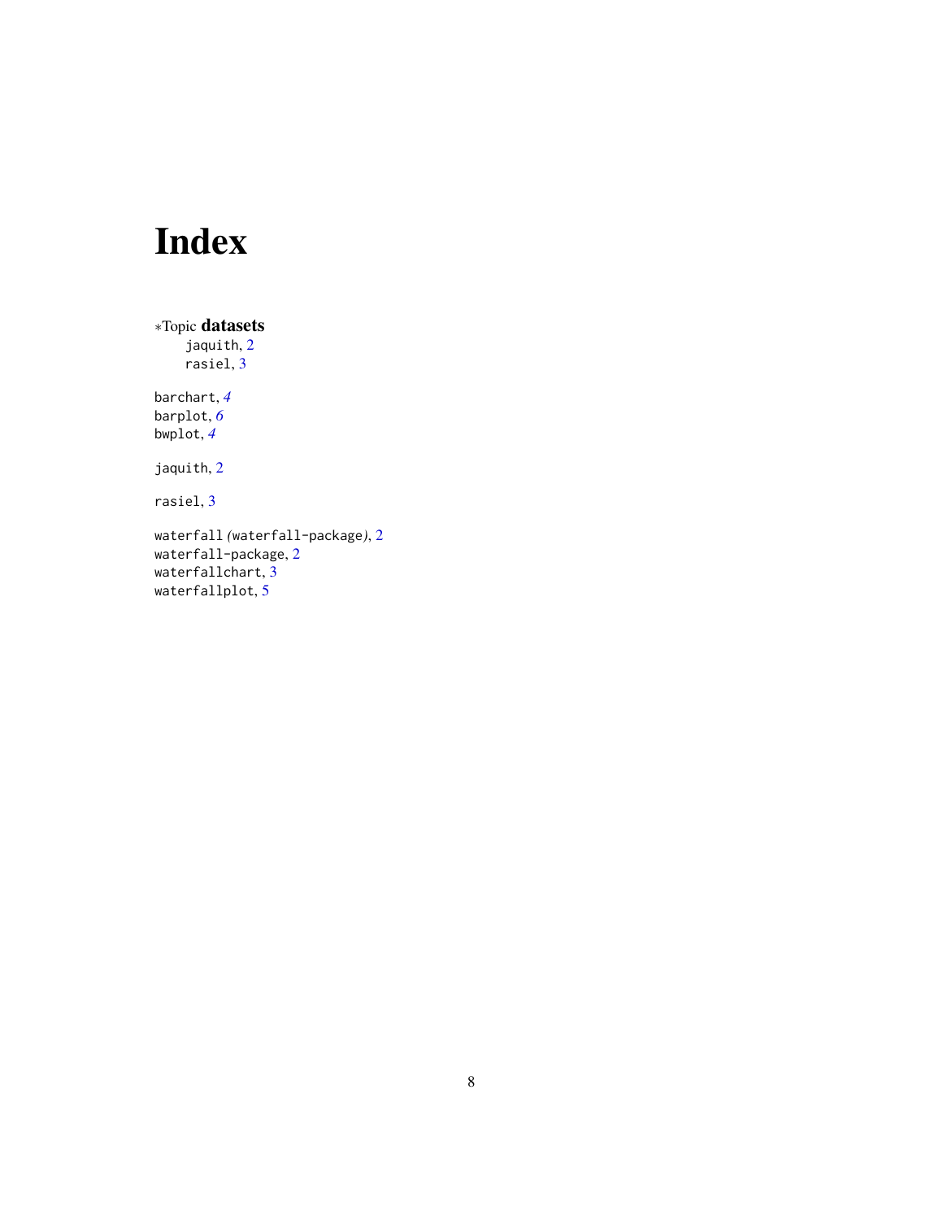# Index

∗Topic **datasets**
- jaquith, 2
- rasiel, 3

barchart, *4*
barplot, *6*
bwplot, *4*

jaquith, 2

rasiel, 3

waterfall *(*waterfall-package*)*, 2
waterfall-package, 2
waterfallchart, 3
waterfallplot, 5